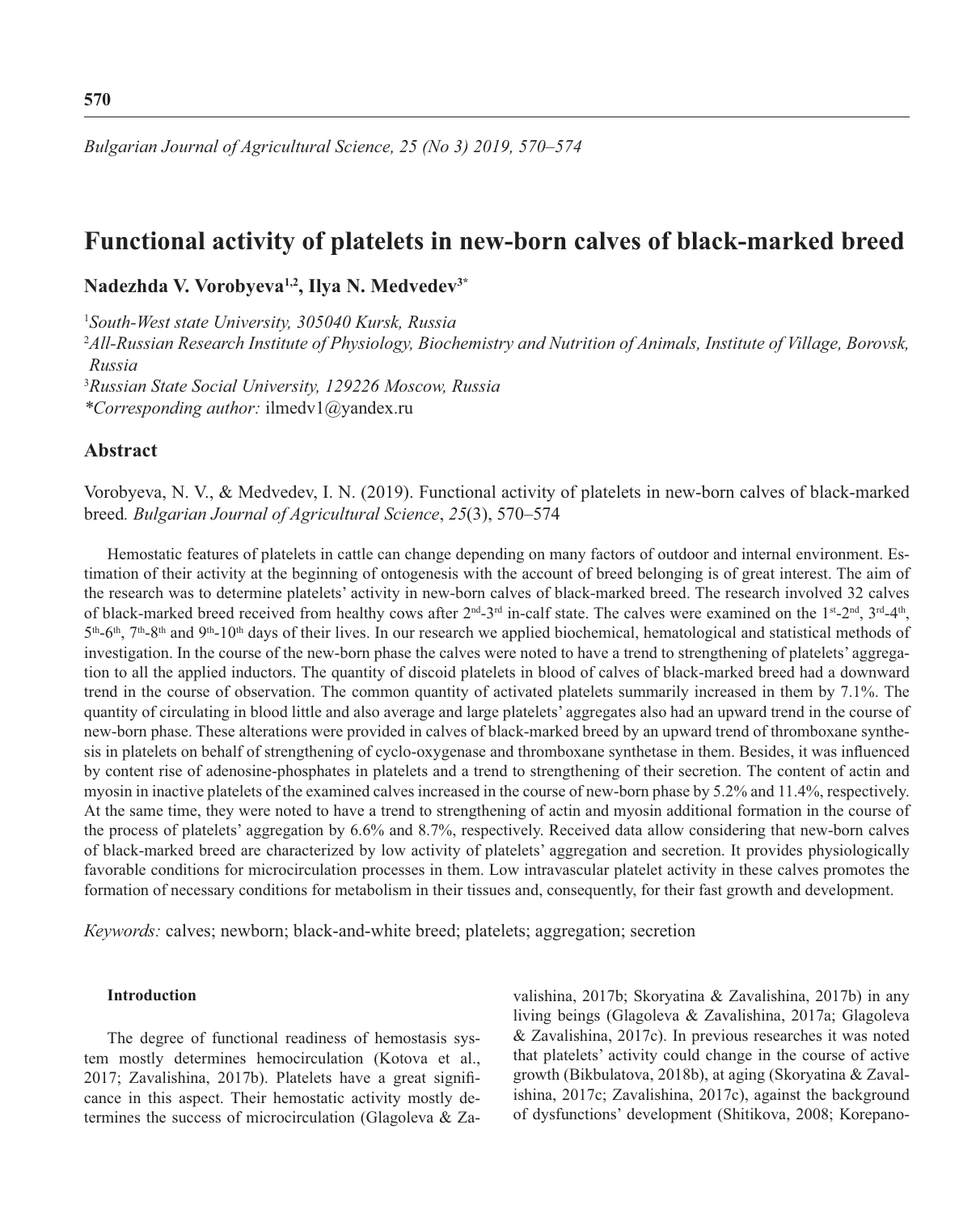# Functional activity of platelets in new-born calves of black-marked breed

**Nadezhda V. Vorobyeva[1,2], Ilya N. Medvedev[3*]**

[1]*South-West state University, 305040 Kursk, Russia*
[2]*All-Russian Research Institute of Physiology, Biochemistry and Nutrition of Animals, Institute of Village, Borovsk, Russia*
[3]*Russian State Social University, 129226 Moscow, Russia*
*\*Corresponding author:* ilmedv1@yandex.ru

## Abstract

Vorobyeva, N. V., & Medvedev, I. N. (2019). Functional activity of platelets in new-born calves of black-marked breed. *Bulgarian Journal of Agricultural Science*, *25*(3), 570–574

Hemostatic features of platelets in cattle can change depending on many factors of outdoor and internal environment. Estimation of their activity at the beginning of ontogenesis with the account of breed belonging is of great interest. The aim of the research was to determine platelets' activity in new-born calves of black-marked breed. The research involved 32 calves of black-marked breed received from healthy cows after 2nd-3rd in-calf state. The calves were examined on the 1st-2nd, 3rd-4th, 5th-6th, 7th-8th and 9th-10th days of their lives. In our research we applied biochemical, hematological and statistical methods of investigation. In the course of the new-born phase the calves were noted to have a trend to strengthening of platelets' aggregation to all the applied inductors. The quantity of discoid platelets in blood of calves of black-marked breed had a downward trend in the course of observation. The common quantity of activated platelets summarily increased in them by 7.1%. The quantity of circulating in blood little and also average and large platelets' aggregates also had an upward trend in the course of new-born phase. These alterations were provided in calves of black-marked breed by an upward trend of thromboxane synthesis in platelets on behalf of strengthening of cyclo-oxygenase and thromboxane synthetase in them. Besides, it was influenced by content rise of adenosine-phosphates in platelets and a trend to strengthening of their secretion. The content of actin and myosin in inactive platelets of the examined calves increased in the course of new-born phase by 5.2% and 11.4%, respectively. At the same time, they were noted to have a trend to strengthening of actin and myosin additional formation in the course of the process of platelets' aggregation by 6.6% and 8.7%, respectively. Received data allow considering that new-born calves of black-marked breed are characterized by low activity of platelets' aggregation and secretion. It provides physiologically favorable conditions for microcirculation processes in them. Low intravascular platelet activity in these calves promotes the formation of necessary conditions for metabolism in their tissues and, consequently, for their fast growth and development.

*Keywords:* calves; newborn; black-and-white breed; platelets; aggregation; secretion

### Introduction

The degree of functional readiness of hemostasis system mostly determines hemocirculation (Kotova et al., 2017; Zavalishina, 2017b). Platelets have a great significance in this aspect. Their hemostatic activity mostly determines the success of microcirculation (Glagoleva & Zavalishina, 2017b; Skoryatina & Zavalishina, 2017b) in any living beings (Glagoleva & Zavalishina, 2017a; Glagoleva & Zavalishina, 2017c). In previous researches it was noted that platelets' activity could change in the course of active growth (Bikbulatova, 2018b), at aging (Skoryatina & Zavalishina, 2017c; Zavalishina, 2017c), against the background of dysfunctions' development (Shitikova, 2008; Korepano-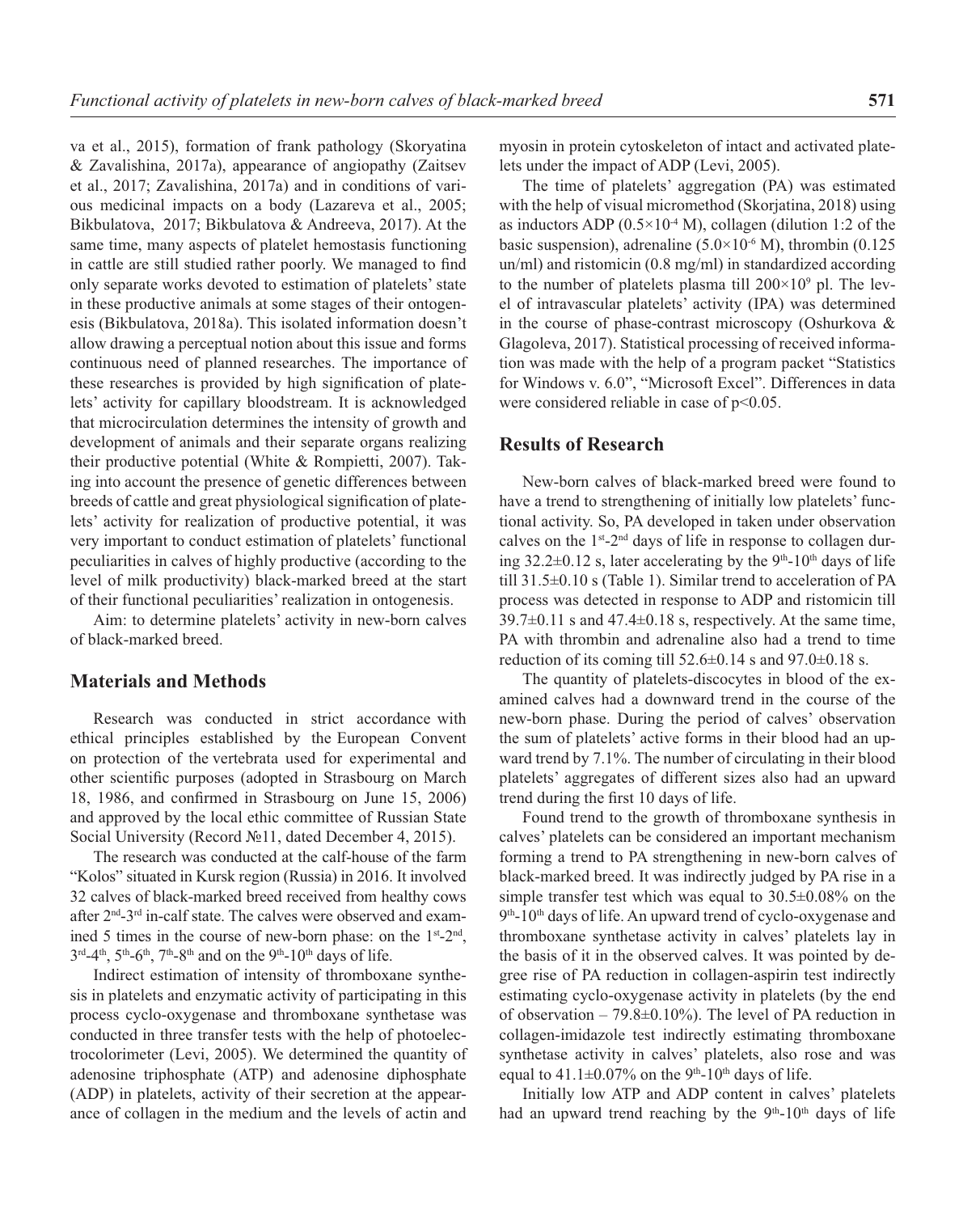va et al., 2015), formation of frank pathology (Skoryatina & Zavalishina, 2017a), appearance of angiopathy (Zaitsev et al., 2017; Zavalishina, 2017a) and in conditions of various medicinal impacts on a body (Lazareva et al., 2005; Bikbulatova, 2017; Bikbulatova & Andreeva, 2017). At the same time, many aspects of platelet hemostasis functioning in cattle are still studied rather poorly. We managed to find only separate works devoted to estimation of platelets' state in these productive animals at some stages of their ontogenesis (Bikbulatova, 2018a). This isolated information doesn't allow drawing a perceptual notion about this issue and forms continuous need of planned researches. The importance of these researches is provided by high signification of platelets' activity for capillary bloodstream. It is acknowledged that microcirculation determines the intensity of growth and development of animals and their separate organs realizing their productive potential (White & Rompietti, 2007). Taking into account the presence of genetic differences between breeds of cattle and great physiological signification of platelets' activity for realization of productive potential, it was very important to conduct estimation of platelets' functional peculiarities in calves of highly productive (according to the level of milk productivity) black-marked breed at the start of their functional peculiarities' realization in ontogenesis.

Aim: to determine platelets' activity in new-born calves of black-marked breed.

## Materials and Methods

Research was conducted in strict accordance with ethical principles established by the European Convent on protection of the vertebrata used for experimental and other scientific purposes (adopted in Strasbourg on March 18, 1986, and confirmed in Strasbourg on June 15, 2006) and approved by the local ethic committee of Russian State Social University (Record №11, dated December 4, 2015).

The research was conducted at the calf-house of the farm "Kolos" situated in Kursk region (Russia) in 2016. It involved 32 calves of black-marked breed received from healthy cows after 2nd-3rd in-calf state. The calves were observed and examined 5 times in the course of new-born phase: on the 1st-2nd, 3rd-4th, 5th-6th, 7th-8th and on the 9th-10th days of life.

Indirect estimation of intensity of thromboxane synthesis in platelets and enzymatic activity of participating in this process cyclo-oxygenase and thromboxane synthetase was conducted in three transfer tests with the help of photoelectrocolorimeter (Levi, 2005). We determined the quantity of adenosine triphosphate (ATP) and adenosine diphosphate (ADP) in platelets, activity of their secretion at the appearance of collagen in the medium and the levels of actin and myosin in protein cytoskeleton of intact and activated platelets under the impact of ADP (Levi, 2005).

The time of platelets' aggregation (PA) was estimated with the help of visual micromethod (Skorjatina, 2018) using as inductors ADP ($0.5\times10^{-4}$ M), collagen (dilution 1:2 of the basic suspension), adrenaline ($5.0\times10^{-6}$ M), thrombin (0.125 un/ml) and ristomicin (0.8 mg/ml) in standardized according to the number of platelets plasma till $200\times10^{9}$ pl. The level of intravascular platelets' activity (IPA) was determined in the course of phase-contrast microscopy (Oshurkova & Glagoleva, 2017). Statistical processing of received information was made with the help of a program packet "Statistics for Windows v. 6.0", "Microsoft Excel". Differences in data were considered reliable in case of $p<0.05$.

## Results of Research

New-born calves of black-marked breed were found to have a trend to strengthening of initially low platelets' functional activity. So, PA developed in taken under observation calves on the 1st-2nd days of life in response to collagen during 32.2±0.12 s, later accelerating by the 9th-10th days of life till 31.5±0.10 s (Table 1). Similar trend to acceleration of PA process was detected in response to ADP and ristomicin till 39.7±0.11 s and 47.4±0.18 s, respectively. At the same time, PA with thrombin and adrenaline also had a trend to time reduction of its coming till 52.6±0.14 s and 97.0±0.18 s.

The quantity of platelets-discocytes in blood of the examined calves had a downward trend in the course of the new-born phase. During the period of calves' observation the sum of platelets' active forms in their blood had an upward trend by 7.1%. The number of circulating in their blood platelets' aggregates of different sizes also had an upward trend during the first 10 days of life.

Found trend to the growth of thromboxane synthesis in calves' platelets can be considered an important mechanism forming a trend to PA strengthening in new-born calves of black-marked breed. It was indirectly judged by PA rise in a simple transfer test which was equal to 30.5±0.08% on the 9th-10th days of life. An upward trend of cyclo-oxygenase and thromboxane synthetase activity in calves' platelets lay in the basis of it in the observed calves. It was pointed by degree rise of PA reduction in collagen-aspirin test indirectly estimating cyclo-oxygenase activity in platelets (by the end of observation – 79.8±0.10%). The level of PA reduction in collagen-imidazole test indirectly estimating thromboxane synthetase activity in calves' platelets, also rose and was equal to 41.1±0.07% on the 9th-10th days of life.

Initially low ATP and ADP content in calves' platelets had an upward trend reaching by the 9th-10th days of life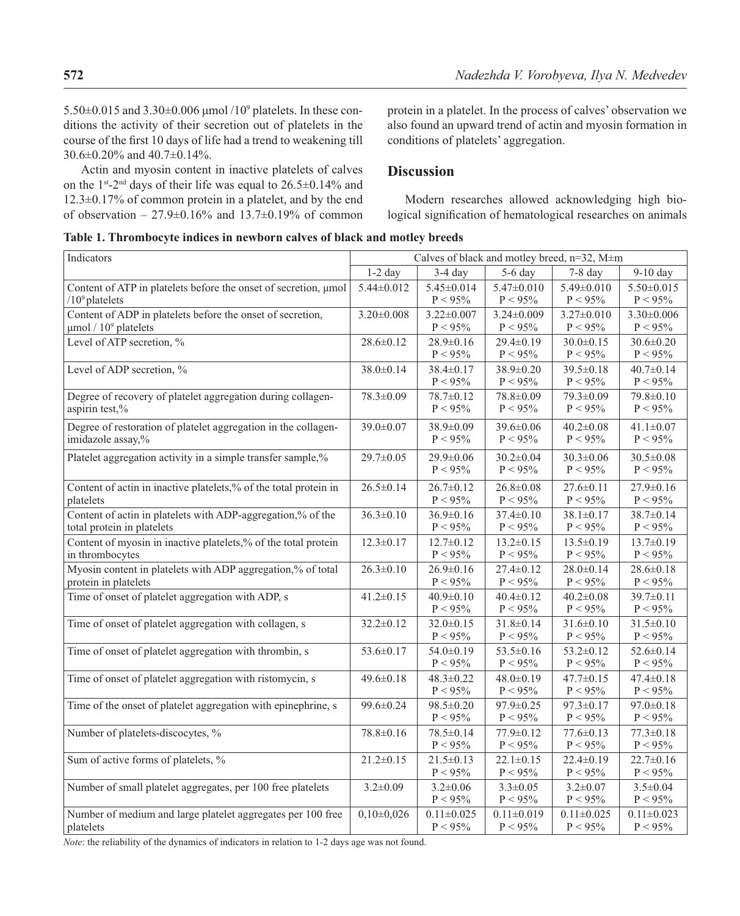5.50±0.015 and 3.30±0.006 μmol /$10^9$ platelets. In these conditions the activity of their secretion out of platelets in the course of the first 10 days of life had a trend to weakening till 30.6±0.20% and 40.7±0.14%.

Actin and myosin content in inactive platelets of calves on the 1[st]-2[nd] days of their life was equal to 26.5±0.14% and 12.3±0.17% of common protein in a platelet, and by the end of observation – 27.9±0.16% and 13.7±0.19% of common protein in a platelet. In the process of calves' observation we also found an upward trend of actin and myosin formation in conditions of platelets' aggregation.

## Discussion

Modern researches allowed acknowledging high biological signification of hematological researches on animals

**Table 1. Thrombocyte indices in newborn calves of black and motley breeds**

| Indicators | Calves of black and motley breed, n=32, M±m | | | | |
|---|---|---|---|---|---|
| | 1-2 day | 3-4 day | 5-6 day | 7-8 day | 9-10 day |
| Content of ATP in platelets before the onset of secretion, μmol /$10^9$ platelets | 5.44±0.012 | 5.45±0.014 P < 95% | 5.47±0.010 P < 95% | 5.49±0.010 P < 95% | 5.50±0.015 P < 95% |
| Content of ADP in platelets before the onset of secretion, μmol / $10^9$ platelets | 3.20±0.008 | 3.22±0.007 P < 95% | 3.24±0.009 P < 95% | 3.27±0.010 P < 95% | 3.30±0.006 P < 95% |
| Level of ATP secretion, % | 28.6±0.12 | 28.9±0.16 P < 95% | 29.4±0.19 P < 95% | 30.0±0.15 P < 95% | 30.6±0.20 P < 95% |
| Level of ADP secretion, % | 38.0±0.14 | 38.4±0.17 P < 95% | 38.9±0.20 P < 95% | 39.5±0.18 P < 95% | 40.7±0.14 P < 95% |
| Degree of recovery of platelet aggregation during collagen-aspirin test,% | 78.3±0.09 | 78.7±0.12 P < 95% | 78.8±0.09 P < 95% | 79.3±0.09 P < 95% | 79.8±0.10 P < 95% |
| Degree of restoration of platelet aggregation in the collagen-imidazole assay,% | 39.0±0.07 | 38.9±0.09 P < 95% | 39.6±0.06 P < 95% | 40.2±0.08 P < 95% | 41.1±0.07 P < 95% |
| Platelet aggregation activity in a simple transfer sample,% | 29.7±0.05 | 29.9±0.06 P < 95% | 30.2±0.04 P < 95% | 30.3±0.06 P < 95% | 30.5±0.08 P < 95% |
| Content of actin in inactive platelets,% of the total protein in platelets | 26.5±0.14 | 26.7±0.12 P < 95% | 26.8±0.08 P < 95% | 27.6±0.11 P < 95% | 27.9±0.16 P < 95% |
| Content of actin in platelets with ADP-aggregation,% of the total protein in platelets | 36.3±0.10 | 36.9±0.16 P < 95% | 37.4±0.10 P < 95% | 38.1±0.17 P < 95% | 38.7±0.14 P < 95% |
| Content of myosin in inactive platelets,% of the total protein in thrombocytes | 12.3±0.17 | 12.7±0.12 P < 95% | 13.2±0.15 P < 95% | 13.5±0.19 P < 95% | 13.7±0.19 P < 95% |
| Myosin content in platelets with ADP aggregation,% of total protein in platelets | 26.3±0.10 | 26.9±0.16 P < 95% | 27.4±0.12 P < 95% | 28.0±0.14 P < 95% | 28.6±0.18 P < 95% |
| Time of onset of platelet aggregation with ADP, s | 41.2±0.15 | 40.9±0.10 P < 95% | 40.4±0.12 P < 95% | 40.2±0.08 P < 95% | 39.7±0.11 P < 95% |
| Time of onset of platelet aggregation with collagen, s | 32.2±0.12 | 32.0±0.15 P < 95% | 31.8±0.14 P < 95% | 31.6±0.10 P < 95% | 31.5±0.10 P < 95% |
| Time of onset of platelet aggregation with thrombin, s | 53.6±0.17 | 54.0±0.19 P < 95% | 53.5±0.16 P < 95% | 53.2±0.12 P < 95% | 52.6±0.14 P < 95% |
| Time of onset of platelet aggregation with ristomycin, s | 49.6±0.18 | 48.3±0.22 P < 95% | 48.0±0.19 P < 95% | 47.7±0.15 P < 95% | 47.4±0.18 P < 95% |
| Time of the onset of platelet aggregation with epinephrine, s | 99.6±0.24 | 98.5±0.20 P < 95% | 97.9±0.25 P < 95% | 97.3±0.17 P < 95% | 97.0±0.18 P < 95% |
| Number of platelets-discocytes, % | 78.8±0.16 | 78.5±0.14 P < 95% | 77.9±0.12 P < 95% | 77.6±0.13 P < 95% | 77.3±0.18 P < 95% |
| Sum of active forms of platelets, % | 21.2±0.15 | 21.5±0.13 P < 95% | 22.1±0.15 P < 95% | 22.4±0.19 P < 95% | 22.7±0.16 P < 95% |
| Number of small platelet aggregates, per 100 free platelets | 3.2±0.09 | 3.2±0.06 P < 95% | 3.3±0.05 P < 95% | 3.2±0.07 P < 95% | 3.5±0.04 P < 95% |
| Number of medium and large platelet aggregates per 100 free platelets | 0,10±0,026 | 0.11±0.025 P < 95% | 0.11±0.019 P < 95% | 0.11±0.025 P < 95% | 0.11±0.023 P < 95% |

*Note*: the reliability of the dynamics of indicators in relation to 1-2 days age was not found.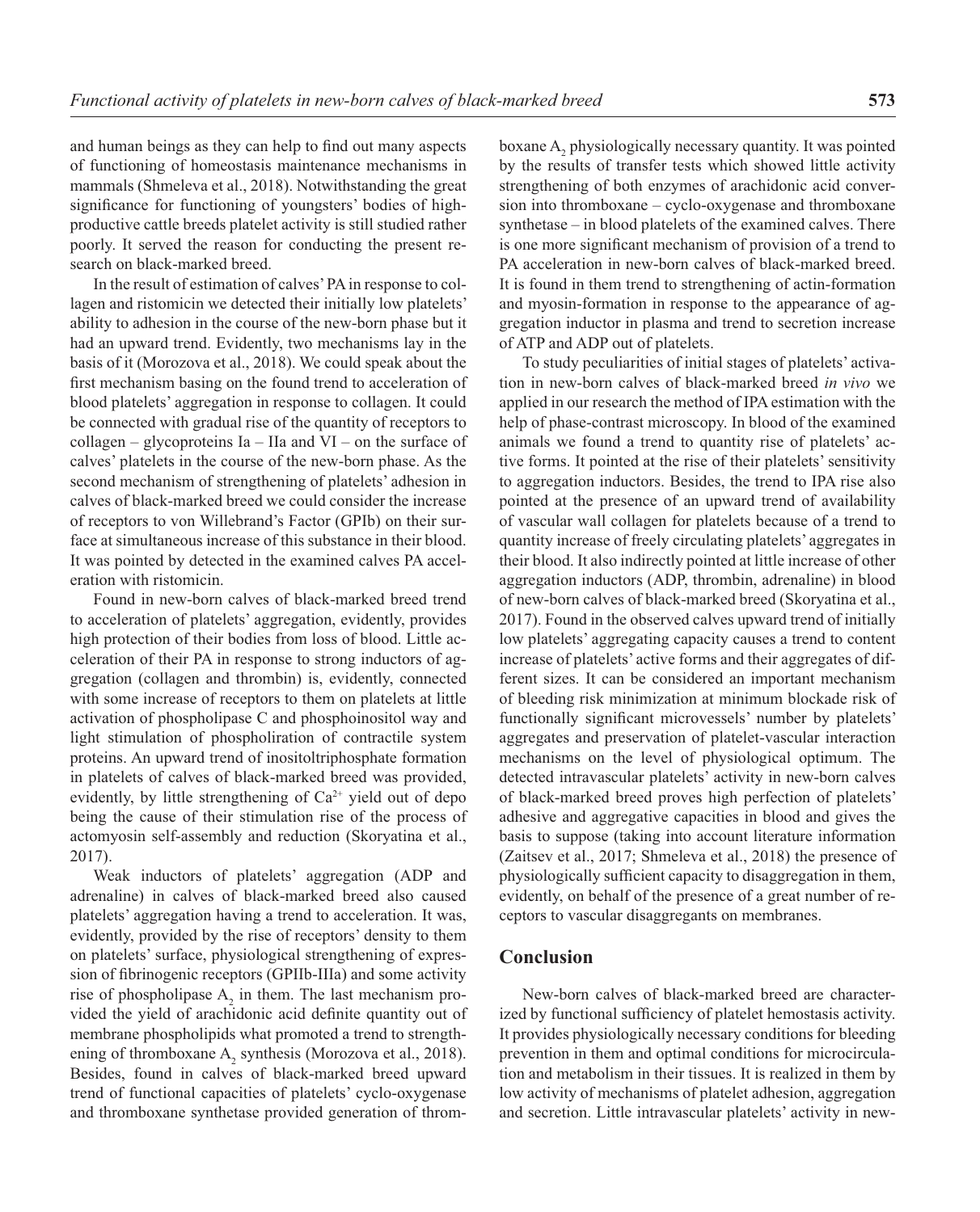and human beings as they can help to find out many aspects of functioning of homeostasis maintenance mechanisms in mammals (Shmeleva et al., 2018). Notwithstanding the great significance for functioning of youngsters' bodies of high-productive cattle breeds platelet activity is still studied rather poorly. It served the reason for conducting the present research on black-marked breed.

In the result of estimation of calves' PA in response to collagen and ristomicin we detected their initially low platelets' ability to adhesion in the course of the new-born phase but it had an upward trend. Evidently, two mechanisms lay in the basis of it (Morozova et al., 2018). We could speak about the first mechanism basing on the found trend to acceleration of blood platelets' aggregation in response to collagen. It could be connected with gradual rise of the quantity of receptors to collagen – glycoproteins Ia – IIa and VI – on the surface of calves' platelets in the course of the new-born phase. As the second mechanism of strengthening of platelets' adhesion in calves of black-marked breed we could consider the increase of receptors to von Willebrand's Factor (GPIb) on their surface at simultaneous increase of this substance in their blood. It was pointed by detected in the examined calves PA acceleration with ristomicin.

Found in new-born calves of black-marked breed trend to acceleration of platelets' aggregation, evidently, provides high protection of their bodies from loss of blood. Little acceleration of their PA in response to strong inductors of aggregation (collagen and thrombin) is, evidently, connected with some increase of receptors to them on platelets at little activation of phospholipase C and phosphoinositol way and light stimulation of phospholiration of contractile system proteins. An upward trend of inositoltriphosphate formation in platelets of calves of black-marked breed was provided, evidently, by little strengthening of $Ca^{2+}$ yield out of depo being the cause of their stimulation rise of the process of actomyosin self-assembly and reduction (Skoryatina et al., 2017).

Weak inductors of platelets' aggregation (ADP and adrenaline) in calves of black-marked breed also caused platelets' aggregation having a trend to acceleration. It was, evidently, provided by the rise of receptors' density to them on platelets' surface, physiological strengthening of expression of fibrinogenic receptors (GPIIb-IIIa) and some activity rise of phospholipase $A_2$ in them. The last mechanism provided the yield of arachidonic acid definite quantity out of membrane phospholipids what promoted a trend to strengthening of thromboxane $A_2$ synthesis (Morozova et al., 2018). Besides, found in calves of black-marked breed upward trend of functional capacities of platelets' cyclo-oxygenase and thromboxane synthetase provided generation of thromboxane $A_2$ physiologically necessary quantity. It was pointed by the results of transfer tests which showed little activity strengthening of both enzymes of arachidonic acid conversion into thromboxane – cyclo-oxygenase and thromboxane synthetase – in blood platelets of the examined calves. There is one more significant mechanism of provision of a trend to PA acceleration in new-born calves of black-marked breed. It is found in them trend to strengthening of actin-formation and myosin-formation in response to the appearance of aggregation inductor in plasma and trend to secretion increase of ATP and ADP out of platelets.

To study peculiarities of initial stages of platelets' activation in new-born calves of black-marked breed *in vivo* we applied in our research the method of IPA estimation with the help of phase-contrast microscopy. In blood of the examined animals we found a trend to quantity rise of platelets' active forms. It pointed at the rise of their platelets' sensitivity to aggregation inductors. Besides, the trend to IPA rise also pointed at the presence of an upward trend of availability of vascular wall collagen for platelets because of a trend to quantity increase of freely circulating platelets' aggregates in their blood. It also indirectly pointed at little increase of other aggregation inductors (ADP, thrombin, adrenaline) in blood of new-born calves of black-marked breed (Skoryatina et al., 2017). Found in the observed calves upward trend of initially low platelets' aggregating capacity causes a trend to content increase of platelets' active forms and their aggregates of different sizes. It can be considered an important mechanism of bleeding risk minimization at minimum blockade risk of functionally significant microvessels' number by platelets' aggregates and preservation of platelet-vascular interaction mechanisms on the level of physiological optimum. The detected intravascular platelets' activity in new-born calves of black-marked breed proves high perfection of platelets' adhesive and aggregative capacities in blood and gives the basis to suppose (taking into account literature information (Zaitsev et al., 2017; Shmeleva et al., 2018) the presence of physiologically sufficient capacity to disaggregation in them, evidently, on behalf of the presence of a great number of receptors to vascular disaggregants on membranes.

## Conclusion

New-born calves of black-marked breed are characterized by functional sufficiency of platelet hemostasis activity. It provides physiologically necessary conditions for bleeding prevention in them and optimal conditions for microcirculation and metabolism in their tissues. It is realized in them by low activity of mechanisms of platelet adhesion, aggregation and secretion. Little intravascular platelets' activity in new-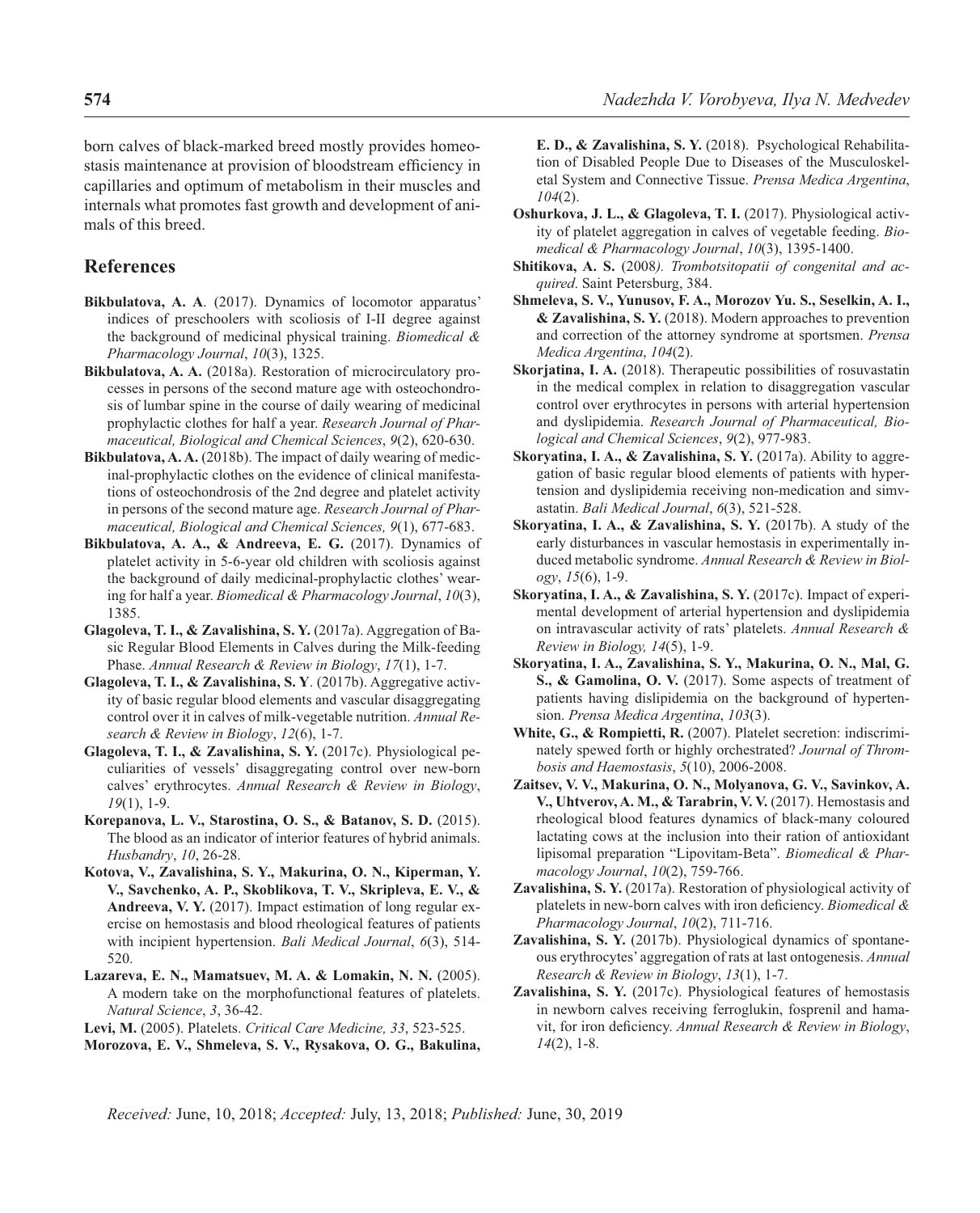born calves of black-marked breed mostly provides homeostasis maintenance at provision of bloodstream efficiency in capillaries and optimum of metabolism in their muscles and internals what promotes fast growth and development of animals of this breed.

## References

**Bikbulatova, A. A**. (2017). Dynamics of locomotor apparatus' indices of preschoolers with scoliosis of I-II degree against the background of medicinal physical training. *Biomedical & Pharmacology Journal*, *10*(3), 1325.

**Bikbulatova, A. A.** (2018a). Restoration of microcirculatory processes in persons of the second mature age with osteochondrosis of lumbar spine in the course of daily wearing of medicinal prophylactic clothes for half a year. *Research Journal of Pharmaceutical, Biological and Chemical Sciences*, *9*(2), 620-630.

**Bikbulatova, A. A.** (2018b). The impact of daily wearing of medicinal-prophylactic clothes on the evidence of clinical manifestations of osteochondrosis of the 2nd degree and platelet activity in persons of the second mature age. *Research Journal of Pharmaceutical, Biological and Chemical Sciences, 9*(1), 677-683.

**Bikbulatova, A. A., & Andreeva, E. G.** (2017). Dynamics of platelet activity in 5-6-year old children with scoliosis against the background of daily medicinal-prophylactic clothes' wearing for half a year. *Biomedical & Pharmacology Journal*, *10*(3), 1385.

**Glagoleva, T. I., & Zavalishina, S. Y.** (2017a). Aggregation of Basic Regular Blood Elements in Calves during the Milk-feeding Phase. *Annual Research & Review in Biology*, *17*(1), 1-7.

**Glagoleva, T. I., & Zavalishina, S. Y**. (2017b). Aggregative activity of basic regular blood elements and vascular disaggregating control over it in calves of milk-vegetable nutrition. *Annual Research & Review in Biology*, *12*(6), 1-7.

**Glagoleva, T. I., & Zavalishina, S. Y.** (2017c). Physiological peculiarities of vessels' disaggregating control over new-born calves' erythrocytes. *Annual Research & Review in Biology*, *19*(1), 1-9.

**Korepanova, L. V., Starostina, O. S., & Batanov, S. D.** (2015). The blood as an indicator of interior features of hybrid animals. *Husbandry*, *10*, 26-28.

**Kotova, V., Zavalishina, S. Y., Makurina, O. N., Kiperman, Y. V., Savchenko, A. P., Skoblikova, T. V., Skripleva, E. V., & Andreeva, V. Y.** (2017). Impact estimation of long regular exercise on hemostasis and blood rheological features of patients with incipient hypertension. *Bali Medical Journal*, *6*(3), 514-520.

**Lazareva, E. N., Mamatsuev, M. A. & Lomakin, N. N.** (2005). A modern take on the morphofunctional features of platelets. *Natural Science*, *3*, 36-42.

**Levi, M.** (2005). Platelets. *Critical Care Medicine, 33*, 523-525.

**Morozova, E. V., Shmeleva, S. V., Rysakova, O. G., Bakulina, E. D., & Zavalishina, S. Y.** (2018). Psychological Rehabilitation of Disabled People Due to Diseases of the Musculoskeletal System and Connective Tissue. *Prensa Medica Argentina*, *104*(2).

**Oshurkova, J. L., & Glagoleva, T. I.** (2017). Physiological activity of platelet aggregation in calves of vegetable feeding. *Biomedical & Pharmacology Journal*, *10*(3), 1395-1400.

**Shitikova, A. S.** (2008*). Trombotsitopatii of congenital and acquired*. Saint Petersburg, 384.

**Shmeleva, S. V., Yunusov, F. A., Morozov Yu. S., Seselkin, A. I., & Zavalishina, S. Y.** (2018). Modern approaches to prevention and correction of the attorney syndrome at sportsmen. *Prensa Medica Argentina*, *104*(2).

**Skorjatina, I. A.** (2018). Therapeutic possibilities of rosuvastatin in the medical complex in relation to disaggregation vascular control over erythrocytes in persons with arterial hypertension and dyslipidemia. *Research Journal of Pharmaceutical, Biological and Chemical Sciences*, *9*(2), 977-983.

**Skoryatina, I. A., & Zavalishina, S. Y.** (2017a). Ability to aggregation of basic regular blood elements of patients with hypertension and dyslipidemia receiving non-medication and simvastatin. *Bali Medical Journal*, *6*(3), 521-528.

**Skoryatina, I. A., & Zavalishina, S. Y.** (2017b). A study of the early disturbances in vascular hemostasis in experimentally induced metabolic syndrome. *Annual Research & Review in Biology*, *15*(6), 1-9.

**Skoryatina, I. A., & Zavalishina, S. Y.** (2017c). Impact of experimental development of arterial hypertension and dyslipidemia on intravascular activity of rats' platelets. *Annual Research & Review in Biology, 14*(5), 1-9.

**Skoryatina, I. A., Zavalishina, S. Y., Makurina, O. N., Mal, G. S., & Gamolina, O. V.** (2017). Some aspects of treatment of patients having dislipidemia on the background of hypertension. *Prensa Medica Argentina*, *103*(3).

**White, G., & Rompietti, R.** (2007). Platelet secretion: indiscriminately spewed forth or highly orchestrated? *Journal of Thrombosis and Haemostasis*, *5*(10), 2006-2008.

**Zaitsev, V. V., Makurina, O. N., Molyanova, G. V., Savinkov, A. V., Uhtverov, A. M., & Tarabrin, V. V.** (2017). Hemostasis and rheological blood features dynamics of black-many coloured lactating cows at the inclusion into their ration of antioxidant lipisomal preparation "Lipovitam-Beta". *Biomedical & Pharmacology Journal*, *10*(2), 759-766.

**Zavalishina, S. Y.** (2017a). Restoration of physiological activity of platelets in new-born calves with iron deficiency. *Biomedical & Pharmacology Journal*, *10*(2), 711-716.

**Zavalishina, S. Y.** (2017b). Physiological dynamics of spontaneous erythrocytes' aggregation of rats at last ontogenesis. *Annual Research & Review in Biology*, *13*(1), 1-7.

**Zavalishina, S. Y.** (2017c). Physiological features of hemostasis in newborn calves receiving ferroglukin, fosprenil and hamavit, for iron deficiency. *Annual Research & Review in Biology*, *14*(2), 1-8.

*Received:* June, 10, 2018; *Accepted:* July, 13, 2018; *Published:* June, 30, 2019